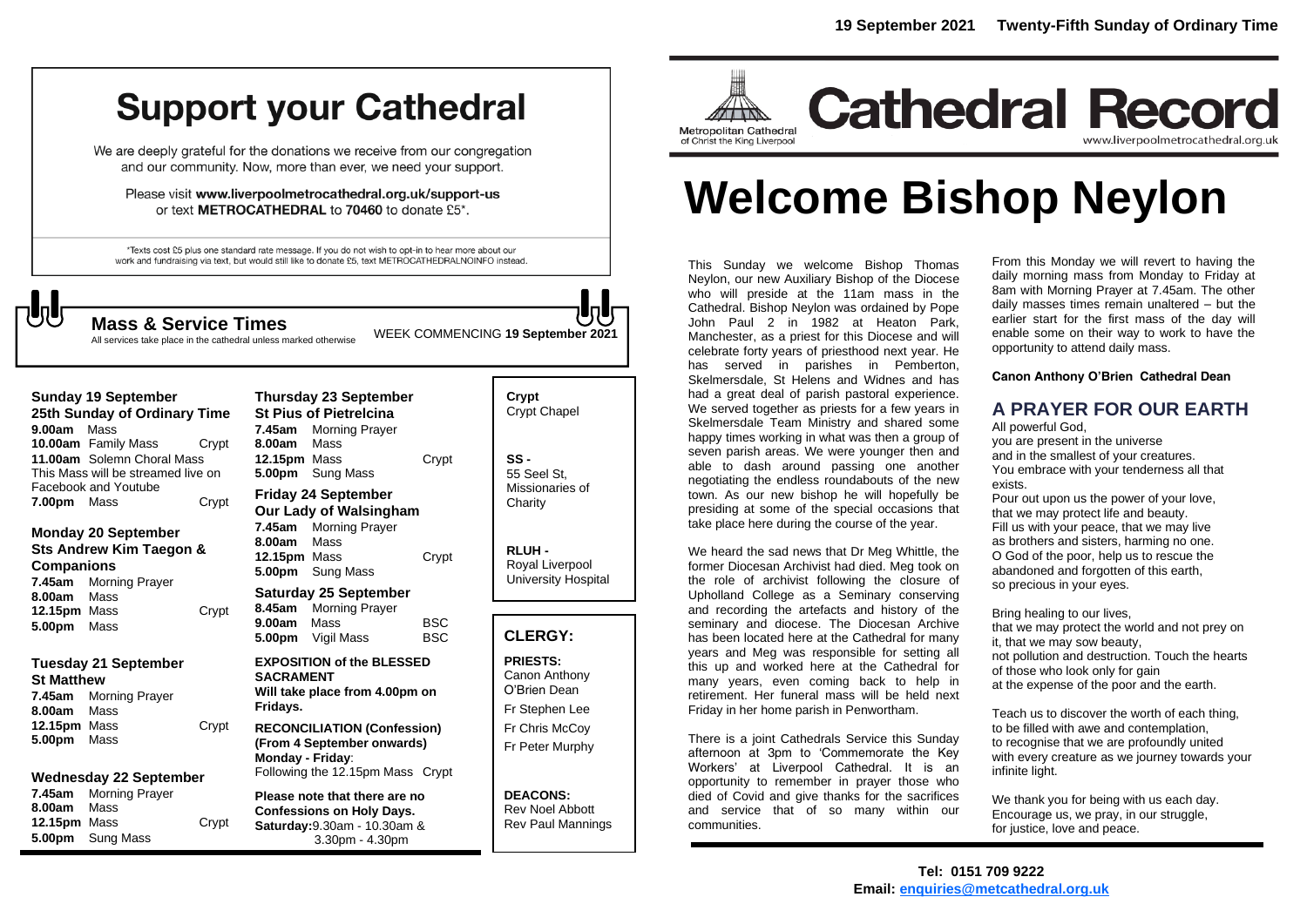# Support your Cathedral

We are deeply grateful for the donations we receive from our congregation and our community. Now, more than ever, we need your support.

Please visit **www.liverpoolmetrocathedral.org.uk/support-us** or text **METROCATHEDRAL** to **70460** to donate £5*.

*Texts cost £5 plus one standard rate message. If you do not wish to opt-in to hear more about our work and fundraising via text, but would still like to donate £5, text METROCATHEDRALNOINFO instead.

## Mass & Service Times

All services take place in the cathedral unless marked otherwise

WEEK COMMENCING **19 September 2021**

**Sunday 19 September**
**25th Sunday of Ordinary Time**

**9.00am** Mass
**10.00am** Family Mass — Crypt
**11.00am** Solemn Choral Mass
This Mass will be streamed live on Facebook and Youtube
**7.00pm** Mass — Crypt

**Monday 20 September**
**Sts Andrew Kim Taegon & Companions**

**7.45am** Morning Prayer
**8.00am** Mass
**12.15pm** Mass — Crypt
**5.00pm** Mass

**Tuesday 21 September**
**St Matthew**

**7.45am** Morning Prayer
**8.00am** Mass
**12.15pm** Mass — Crypt
**5.00pm** Mass

**Wednesday 22 September**

**7.45am** Morning Prayer
**8.00am** Mass
**12.15pm** Mass — Crypt
**5.00pm** Sung Mass

**Thursday 23 September**
**St Pius of Pietrelcina**

**7.45am** Morning Prayer
**8.00am** Mass
**12.15pm** Mass — Crypt
**5.00pm** Sung Mass

**Friday 24 September**
**Our Lady of Walsingham**

**7.45am** Morning Prayer
**8.00am** Mass
**12.15pm** Mass — Crypt
**5.00pm** Sung Mass

**Saturday 25 September**

**8.45am** Morning Prayer
**9.00am** Mass — BSC
**5.00pm** Vigil Mass — BSC

**EXPOSITION of the BLESSED SACRAMENT**
**Will take place from 4.00pm on Fridays.**

**RECONCILIATION (Confession)**
**(From 4 September onwards)**
**Monday - Friday**:
Following the 12.15pm Mass Crypt

**Please note that there are no Confessions on Holy Days.**
**Saturday:** 9.30am - 10.30am & 3.30pm - 4.30pm

**Crypt** Crypt Chapel

**SS -** 55 Seel St, Missionaries of Charity

**RLUH -** Royal Liverpool University Hospital

## CLERGY:

**PRIESTS:**
Canon Anthony O'Brien Dean
Fr Stephen Lee
Fr Chris McCoy
Fr Peter Murphy

**DEACONS:**
Rev Noel Abbott
Rev Paul Mannings

**19 September 2021 Twenty-Fifth Sunday of Ordinary Time**

Metropolitan Cathedral of Christ the King Liverpool

# Cathedral Record

www.liverpoolmetrocathedral.org.uk

# Welcome Bishop Neylon

This Sunday we welcome Bishop Thomas Neylon, our new Auxiliary Bishop of the Diocese who will preside at the 11am mass in the Cathedral. Bishop Neylon was ordained by Pope John Paul 2 in 1982 at Heaton Park, Manchester, as a priest for this Diocese and will celebrate forty years of priesthood next year. He has served in parishes in Pemberton, Skelmersdale, St Helens and Widnes and has had a great deal of parish pastoral experience. We served together as priests for a few years in Skelmersdale Team Ministry and shared some happy times working in what was then a group of seven parish areas. We were younger then and able to dash around passing one another negotiating the endless roundabouts of the new town. As our new bishop he will hopefully be presiding at some of the special occasions that take place here during the course of the year.

We heard the sad news that Dr Meg Whittle, the former Diocesan Archivist had died. Meg took on the role of archivist following the closure of Upholland College as a Seminary conserving and recording the artefacts and history of the seminary and diocese. The Diocesan Archive has been located here at the Cathedral for many years and Meg was responsible for setting all this up and worked here at the Cathedral for many years, even coming back to help in retirement. Her funeral mass will be held next Friday in her home parish in Penwortham.

There is a joint Cathedrals Service this Sunday afternoon at 3pm to 'Commemorate the Key Workers' at Liverpool Cathedral. It is an opportunity to remember in prayer those who died of Covid and give thanks for the sacrifices and service that of so many within our communities.

From this Monday we will revert to having the daily morning mass from Monday to Friday at 8am with Morning Prayer at 7.45am. The other daily masses times remain unaltered – but the earlier start for the first mass of the day will enable some on their way to work to have the opportunity to attend daily mass.

**Canon Anthony O'Brien Cathedral Dean**

## A PRAYER FOR OUR EARTH

All powerful God,
you are present in the universe
and in the smallest of your creatures.
You embrace with your tenderness all that exists.
Pour out upon us the power of your love,
that we may protect life and beauty.
Fill us with your peace, that we may live
as brothers and sisters, harming no one.
O God of the poor, help us to rescue the
abandoned and forgotten of this earth,
so precious in your eyes.

Bring healing to our lives,
that we may protect the world and not prey on it, that we may sow beauty,
not pollution and destruction. Touch the hearts
of those who look only for gain
at the expense of the poor and the earth.

Teach us to discover the worth of each thing,
to be filled with awe and contemplation,
to recognise that we are profoundly united
with every creature as we journey towards your infinite light.

We thank you for being with us each day.
Encourage us, we pray, in our struggle,
for justice, love and peace.

**Tel: 0151 709 9222**
**Email: enquiries@metcathedral.org.uk**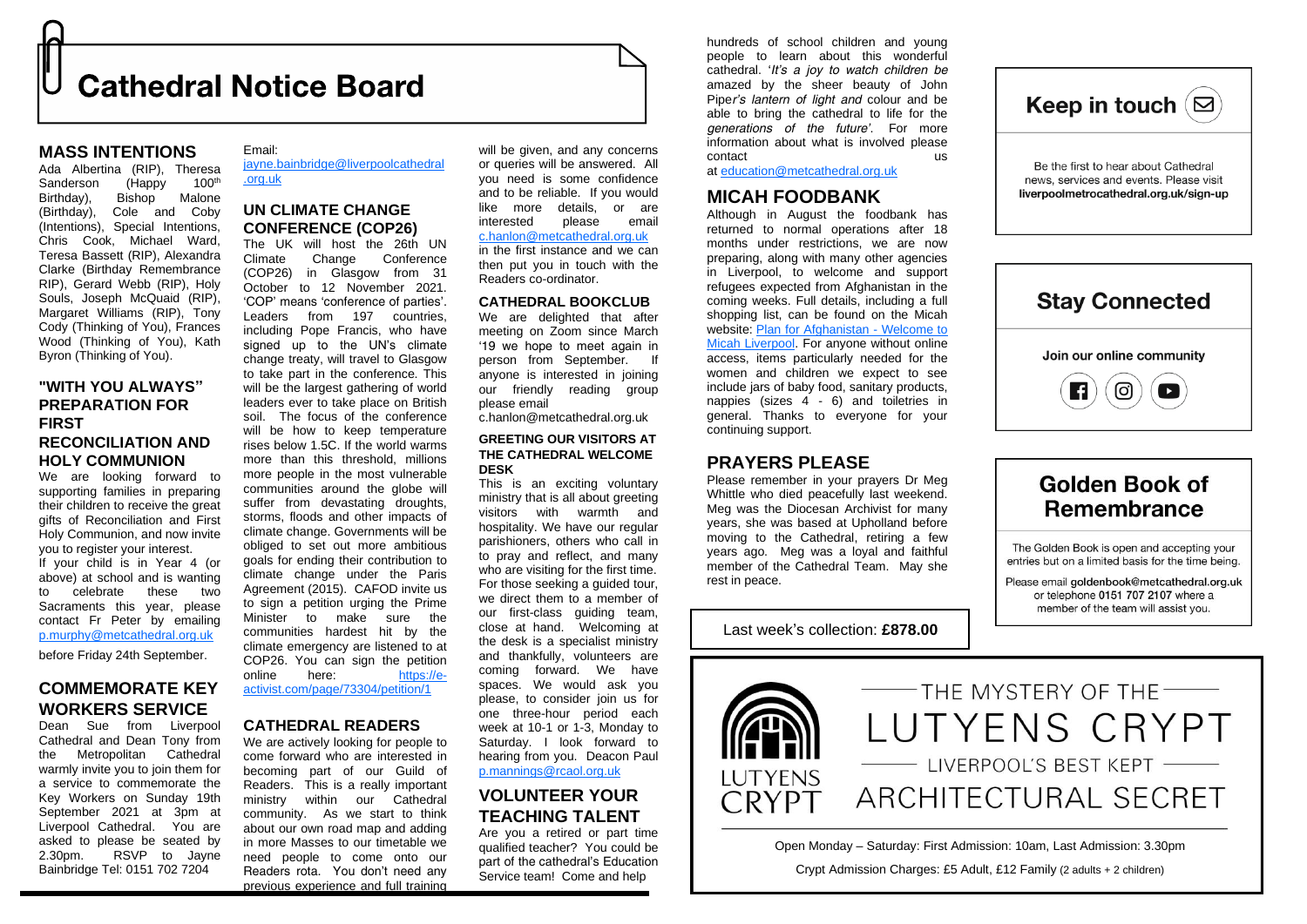# Cathedral Notice Board

## MASS INTENTIONS

Ada Albertina (RIP), Theresa Sanderson (Happy 100th Birthday), Bishop Malone (Birthday), Cole and Coby (Intentions), Special Intentions, Chris Cook, Michael Ward, Teresa Bassett (RIP), Alexandra Clarke (Birthday Remembrance RIP), Gerard Webb (RIP), Holy Souls, Joseph McQuaid (RIP), Margaret Williams (RIP), Tony Cody (Thinking of You), Frances Wood (Thinking of You), Kath Byron (Thinking of You).

### "WITH YOU ALWAYS" PREPARATION FOR FIRST RECONCILIATION AND HOLY COMMUNION

We are looking forward to supporting families in preparing their children to receive the great gifts of Reconciliation and First Holy Communion, and now invite you to register your interest.

If your child is in Year 4 (or above) at school and is wanting to celebrate these two Sacraments this year, please contact Fr Peter by emailing p.murphy@metcathedral.org.uk before Friday 24th September.

## COMMEMORATE KEY WORKERS SERVICE

Dean Sue from Liverpool Cathedral and Dean Tony from the Metropolitan Cathedral warmly invite you to join them for a service to commemorate the Key Workers on Sunday 19th September 2021 at 3pm at Liverpool Cathedral. You are asked to please be seated by 2.30pm. RSVP to Jayne Bainbridge Tel: 0151 702 7204 Email: jayne.bainbridge@liverpoolcathedral.org.uk

### UN CLIMATE CHANGE CONFERENCE (COP26)

The UK will host the 26th UN Climate Change Conference (COP26) in Glasgow from 31 October to 12 November 2021. 'COP' means 'conference of parties'. Leaders from 197 countries, including Pope Francis, who have signed up to the UN's climate change treaty, will travel to Glasgow to take part in the conference. This will be the largest gathering of world leaders ever to take place on British soil. The focus of the conference will be how to keep temperature rises below 1.5C. If the world warms more than this threshold, millions more people in the most vulnerable communities around the globe will suffer from devastating droughts, storms, floods and other impacts of climate change. Governments will be obliged to set out more ambitious goals for ending their contribution to climate change under the Paris Agreement (2015). CAFOD invite us to sign a petition urging the Prime Minister to make sure the communities hardest hit by the climate emergency are listened to at COP26. You can sign the petition online here: https://e-activist.com/page/73304/petition/1

### CATHEDRAL READERS

We are actively looking for people to come forward who are interested in becoming part of our Guild of Readers. This is a really important ministry within our Cathedral community. As we start to think about our own road map and adding in more Masses to our timetable we need people to come onto our Readers rota. You don't need any previous experience and full training will be given, and any concerns or queries will be answered. All you need is some confidence and to be reliable. If you would like more details, or are interested please email c.hanlon@metcathedral.org.uk in the first instance and we can then put you in touch with the Readers co-ordinator.

### CATHEDRAL BOOKCLUB

We are delighted that after meeting on Zoom since March '19 we hope to meet again in person from September. If anyone is interested in joining our friendly reading group please email c.hanlon@metcathedral.org.uk

#### GREETING OUR VISITORS AT THE CATHEDRAL WELCOME DESK

This is an exciting voluntary ministry that is all about greeting visitors with warmth and hospitality. We have our regular parishioners, others who call in to pray and reflect, and many who are visiting for the first time. For those seeking a guided tour, we direct them to a member of our first-class guiding team, close at hand. Welcoming at the desk is a specialist ministry and thankfully, volunteers are coming forward. We have spaces. We would ask you please, to consider join us for one three-hour period each week at 10-1 or 1-3, Monday to Saturday. I look forward to hearing from you. Deacon Paul p.mannings@rcaol.org.uk

## VOLUNTEER YOUR TEACHING TALENT

Are you a retired or part time qualified teacher? You could be part of the cathedral's Education Service team! Come and help hundreds of school children and young people to learn about this wonderful cathedral. '*It's a joy to watch children be* amazed by the sheer beauty of John Piper*'s lantern of light and* colour and be able to bring the cathedral to life for the *generations of the future'*. For more information about what is involved please contact us at education@metcathedral.org.uk

## MICAH FOODBANK

Although in August the foodbank has returned to normal operations after 18 months under restrictions, we are now preparing, along with many other agencies in Liverpool, to welcome and support refugees expected from Afghanistan in the coming weeks. Full details, including a full shopping list, can be found on the Micah website: Plan for Afghanistan - Welcome to Micah Liverpool. For anyone without online access, items particularly needed for the women and children we expect to see include jars of baby food, sanitary products, nappies (sizes 4 - 6) and toiletries in general. Thanks to everyone for your continuing support.

## PRAYERS PLEASE

Please remember in your prayers Dr Meg Whittle who died peacefully last weekend. Meg was the Diocesan Archivist for many years, she was based at Upholland before moving to the Cathedral, retiring a few years ago. Meg was a loyal and faithful member of the Cathedral Team. May she rest in peace.

Last week's collection: **£878.00**

## Keep in touch

Be the first to hear about Cathedral news, services and events. Please visit **liverpoolmetrocathedral.org.uk/sign-up**

## Stay Connected

**Join our online community**

## Golden Book of Remembrance

The Golden Book is open and accepting your entries but on a limited basis for the time being.

Please email **goldenbook@metcathedral.org.uk** or telephone **0151 707 2107** where a member of the team will assist you.

## THE MYSTERY OF THE LUTYENS CRYPT

LIVERPOOL'S BEST KEPT ARCHITECTURAL SECRET

Open Monday – Saturday: First Admission: 10am, Last Admission: 3.30pm

Crypt Admission Charges: £5 Adult, £12 Family (2 adults + 2 children)